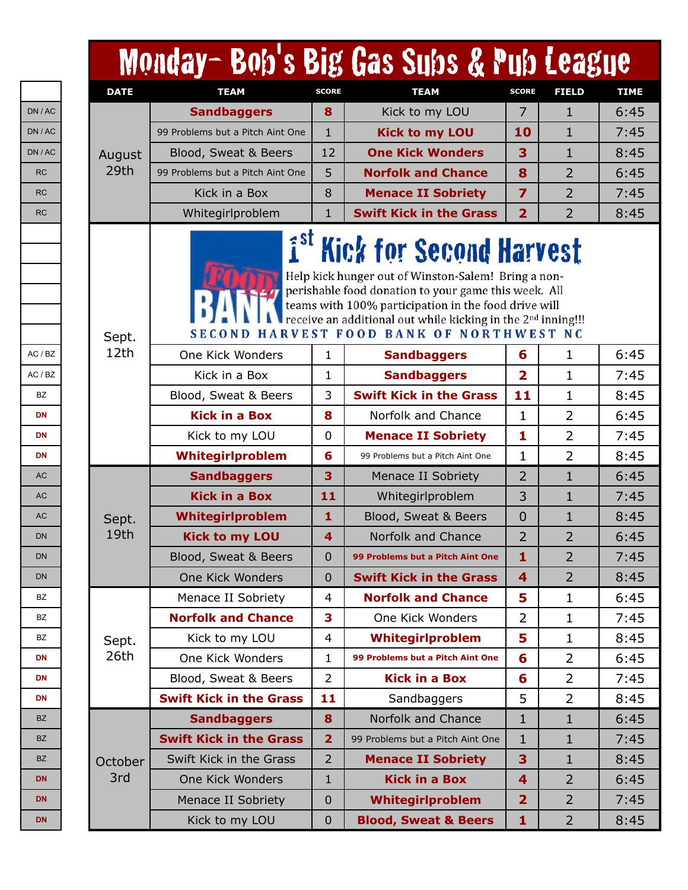# Monday- Bob's Big Gas Subs & Pub League

| | DATE | TEAM | SCORE | TEAM | SCORE | FIELD | TIME |
|---|---|---|---|---|---|---|---|
| DN / AC | August 29th | **Sandbaggers** | **8** | Kick to my LOU | 7 | 1 | 6:45 |
| DN / AC | | 99 Problems but a Pitch Aint One | 1 | **Kick to my LOU** | **10** | 1 | 7:45 |
| DN / AC | | Blood, Sweat & Beers | 12 | **One Kick Wonders** | **3** | 1 | 8:45 |
| RC | | 99 Problems but a Pitch Aint One | 5 | **Norfolk and Chance** | **8** | 2 | 6:45 |
| RC | | Kick in a Box | 8 | **Menace II Sobriety** | **7** | 2 | 7:45 |
| RC | | Whitegirlproblem | 1 | **Swift Kick in the Grass** | **2** | 2 | 8:45 |
| AC / BZ | Sept. 12th | One Kick Wonders | 1 | **Sandbaggers** | **6** | 1 | 6:45 |
| AC / BZ | | Kick in a Box | 1 | **Sandbaggers** | **2** | 1 | 7:45 |
| BZ | | Blood, Sweat & Beers | 3 | **Swift Kick in the Grass** | **11** | 1 | 8:45 |
| DN | | **Kick in a Box** | **8** | Norfolk and Chance | 1 | 2 | 6:45 |
| DN | | Kick to my LOU | 0 | **Menace II Sobriety** | **1** | 2 | 7:45 |
| DN | | **Whitegirlproblem** | **6** | 99 Problems but a Pitch Aint One | 1 | 2 | 8:45 |
| AC | Sept. 19th | **Sandbaggers** | **3** | Menace II Sobriety | 2 | 1 | 6:45 |
| AC | | **Kick in a Box** | **11** | Whitegirlproblem | 3 | 1 | 7:45 |
| AC | | **Whitegirlproblem** | **1** | Blood, Sweat & Beers | 0 | 1 | 8:45 |
| DN | | **Kick to my LOU** | **4** | Norfolk and Chance | 2 | 2 | 6:45 |
| DN | | Blood, Sweat & Beers | 0 | **99 Problems but a Pitch Aint One** | **1** | 2 | 7:45 |
| DN | | One Kick Wonders | 0 | **Swift Kick in the Grass** | **4** | 2 | 8:45 |
| BZ | Sept. 26th | Menace II Sobriety | 4 | **Norfolk and Chance** | **5** | 1 | 6:45 |
| BZ | | **Norfolk and Chance** | **3** | One Kick Wonders | 2 | 1 | 7:45 |
| BZ | | Kick to my LOU | 4 | **Whitegirlproblem** | **5** | 1 | 8:45 |
| DN | | One Kick Wonders | 1 | **99 Problems but a Pitch Aint One** | **6** | 2 | 6:45 |
| DN | | Blood, Sweat & Beers | 2 | **Kick in a Box** | **6** | 2 | 7:45 |
| DN | | **Swift Kick in the Grass** | **11** | Sandbaggers | 5 | 2 | 8:45 |
| BZ | October 3rd | **Sandbaggers** | **8** | Norfolk and Chance | 1 | 1 | 6:45 |
| BZ | | **Swift Kick in the Grass** | **2** | 99 Problems but a Pitch Aint One | 1 | 1 | 7:45 |
| BZ | | Swift Kick in the Grass | 2 | **Menace II Sobriety** | **3** | 1 | 8:45 |
| DN | | One Kick Wonders | 1 | **Kick in a Box** | **4** | 2 | 6:45 |
| DN | | Menace II Sobriety | 0 | **Whitegirlproblem** | **2** | 2 | 7:45 |
| DN | | Kick to my LOU | 0 | **Blood, Sweat & Beers** | **1** | 2 | 8:45 |

## 1st Kick for Second Harvest

FOOD BANK

Help kick hunger out of Winston-Salem! Bring a non-perishable food donation to your game this week. All teams with 100% participation in the food drive will receive an additional out while kicking in the 2nd inning!!!

SECOND HARVEST FOOD BANK OF NORTHWEST NC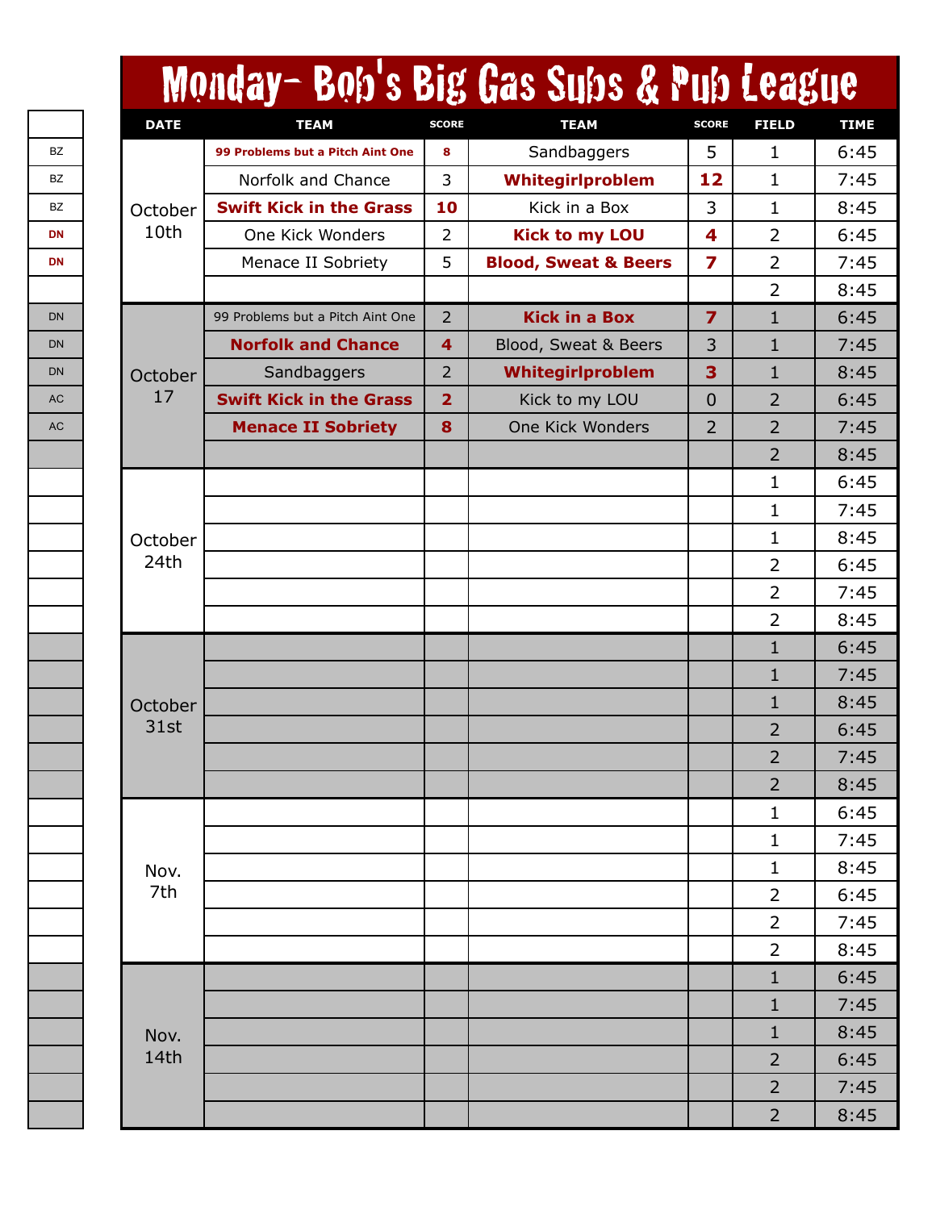# Monday- Bob's Big Gas Subs & Pub League

| | DATE | TEAM | SCORE | TEAM | SCORE | FIELD | TIME |
|---|---|---|---|---|---|---|---|
| BZ | October 10th | **99 Problems but a Pitch Aint One** | **8** | Sandbaggers | 5 | 1 | 6:45 |
| BZ | | Norfolk and Chance | 3 | **Whitegirlproblem** | **12** | 1 | 7:45 |
| BZ | | **Swift Kick in the Grass** | **10** | Kick in a Box | 3 | 1 | 8:45 |
| DN | | One Kick Wonders | 2 | **Kick to my LOU** | **4** | 2 | 6:45 |
| DN | | Menace II Sobriety | 5 | **Blood, Sweat & Beers** | **7** | 2 | 7:45 |
| | | | | | | 2 | 8:45 |
| DN | October 17 | 99 Problems but a Pitch Aint One | 2 | **Kick in a Box** | **7** | 1 | 6:45 |
| DN | | **Norfolk and Chance** | **4** | Blood, Sweat & Beers | 3 | 1 | 7:45 |
| DN | | Sandbaggers | 2 | **Whitegirlproblem** | **3** | 1 | 8:45 |
| AC | | **Swift Kick in the Grass** | **2** | Kick to my LOU | 0 | 2 | 6:45 |
| AC | | **Menace II Sobriety** | **8** | One Kick Wonders | 2 | 2 | 7:45 |
| | | | | | | 2 | 8:45 |
| | October 24th | | | | | 1 | 6:45 |
| | | | | | | 1 | 7:45 |
| | | | | | | 1 | 8:45 |
| | | | | | | 2 | 6:45 |
| | | | | | | 2 | 7:45 |
| | | | | | | 2 | 8:45 |
| | October 31st | | | | | 1 | 6:45 |
| | | | | | | 1 | 7:45 |
| | | | | | | 1 | 8:45 |
| | | | | | | 2 | 6:45 |
| | | | | | | 2 | 7:45 |
| | | | | | | 2 | 8:45 |
| | Nov. 7th | | | | | 1 | 6:45 |
| | | | | | | 1 | 7:45 |
| | | | | | | 1 | 8:45 |
| | | | | | | 2 | 6:45 |
| | | | | | | 2 | 7:45 |
| | | | | | | 2 | 8:45 |
| | Nov. 14th | | | | | 1 | 6:45 |
| | | | | | | 1 | 7:45 |
| | | | | | | 1 | 8:45 |
| | | | | | | 2 | 6:45 |
| | | | | | | 2 | 7:45 |
| | | | | | | 2 | 8:45 |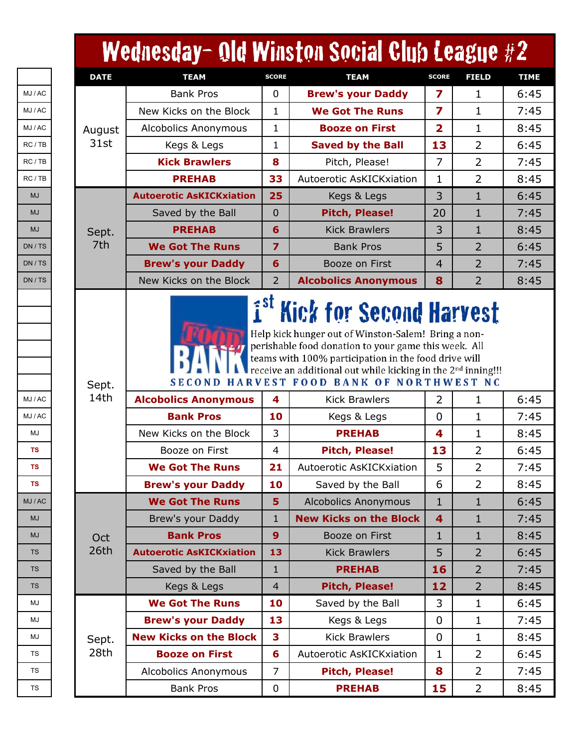# Wednesday- Old Winston Social Club League #2

| | DATE | TEAM | SCORE | TEAM | SCORE | FIELD | TIME |
|---|---|---|---|---|---|---|---|
| MJ / AC | August 31st | Bank Pros | 0 | **Brew's your Daddy** | **7** | 1 | 6:45 |
| MJ / AC | | New Kicks on the Block | 1 | **We Got The Runs** | **7** | 1 | 7:45 |
| MJ / AC | | Alcobolics Anonymous | 1 | **Booze on First** | **2** | 1 | 8:45 |
| RC / TB | | Kegs & Legs | 1 | **Saved by the Ball** | **13** | 2 | 6:45 |
| RC / TB | | **Kick Brawlers** | **8** | Pitch, Please! | 7 | 2 | 7:45 |
| RC / TB | | **PREHAB** | **33** | Autoerotic AsKICKxiation | 1 | 2 | 8:45 |
| MJ | Sept. 7th | **Autoerotic AsKICKxiation** | **25** | Kegs & Legs | 3 | 1 | 6:45 |
| MJ | | Saved by the Ball | 0 | **Pitch, Please!** | 20 | 1 | 7:45 |
| MJ | | **PREHAB** | **6** | Kick Brawlers | 3 | 1 | 8:45 |
| DN / TS | | **We Got The Runs** | **7** | Bank Pros | 5 | 2 | 6:45 |
| DN / TS | | **Brew's your Daddy** | **6** | Booze on First | 4 | 2 | 7:45 |
| DN / TS | | New Kicks on the Block | 2 | **Alcobolics Anonymous** | **8** | 2 | 8:45 |
| | Sept. 14th | **1st Kick for Second Harvest** — Help kick hunger out of Winston-Salem! Bring a non-perishable food donation to your game this week. All teams with 100% participation in the food drive will receive an additional out while kicking in the 2nd inning!!! FOOD BANK — SECOND HARVEST FOOD BANK OF NORTHWEST NC | | | | | |
| MJ / AC | | **Alcobolics Anonymous** | **4** | Kick Brawlers | 2 | 1 | 6:45 |
| MJ / AC | | **Bank Pros** | **10** | Kegs & Legs | 0 | 1 | 7:45 |
| MJ | | New Kicks on the Block | 3 | **PREHAB** | **4** | 1 | 8:45 |
| TS | | Booze on First | 4 | **Pitch, Please!** | **13** | 2 | 6:45 |
| TS | | **We Got The Runs** | **21** | Autoerotic AsKICKxiation | 5 | 2 | 7:45 |
| TS | | **Brew's your Daddy** | **10** | Saved by the Ball | 6 | 2 | 8:45 |
| MJ / AC | Oct 26th | **We Got The Runs** | **5** | Alcobolics Anonymous | 1 | 1 | 6:45 |
| MJ | | Brew's your Daddy | 1 | **New Kicks on the Block** | **4** | 1 | 7:45 |
| MJ | | **Bank Pros** | **9** | Booze on First | 1 | 1 | 8:45 |
| TS | | **Autoerotic AsKICKxiation** | **13** | Kick Brawlers | 5 | 2 | 6:45 |
| TS | | Saved by the Ball | 1 | **PREHAB** | **16** | 2 | 7:45 |
| TS | | Kegs & Legs | 4 | **Pitch, Please!** | **12** | 2 | 8:45 |
| MJ | Sept. 28th | **We Got The Runs** | **10** | Saved by the Ball | 3 | 1 | 6:45 |
| MJ | | **Brew's your Daddy** | **13** | Kegs & Legs | 0 | 1 | 7:45 |
| MJ | | **New Kicks on the Block** | **3** | Kick Brawlers | 0 | 1 | 8:45 |
| TS | | **Booze on First** | **6** | Autoerotic AsKICKxiation | 1 | 2 | 6:45 |
| TS | | Alcobolics Anonymous | 7 | **Pitch, Please!** | **8** | 2 | 7:45 |
| TS | | Bank Pros | 0 | **PREHAB** | **15** | 2 | 8:45 |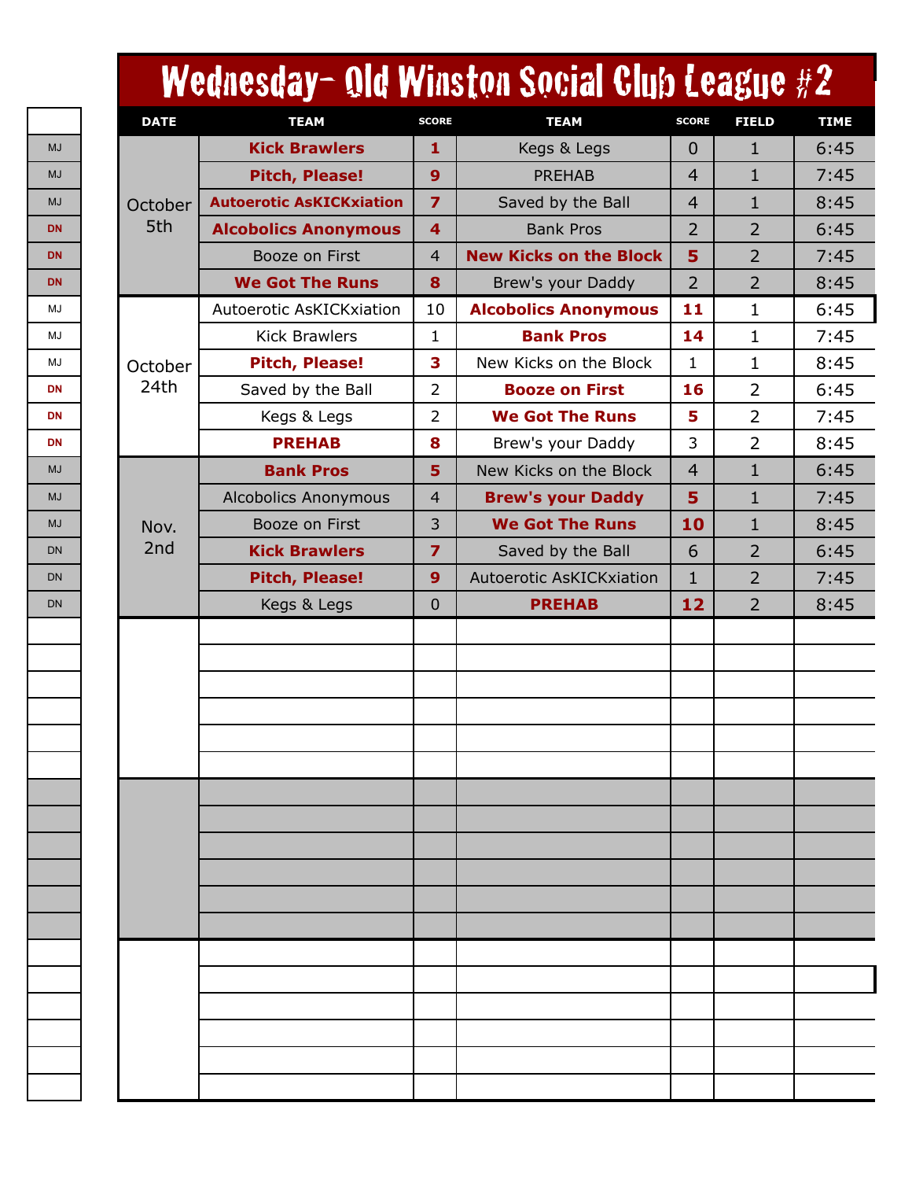# Wednesday- Old Winston Social Club League #2

| | DATE | TEAM | SCORE | TEAM | SCORE | FIELD | TIME |
|---|---|---|---|---|---|---|---|
| MJ | October 5th | **Kick Brawlers** | **1** | Kegs & Legs | 0 | 1 | 6:45 |
| MJ | | **Pitch, Please!** | **9** | PREHAB | 4 | 1 | 7:45 |
| MJ | | **Autoerotic AsKICKxiation** | **7** | Saved by the Ball | 4 | 1 | 8:45 |
| DN | | **Alcobolics Anonymous** | **4** | Bank Pros | 2 | 2 | 6:45 |
| DN | | Booze on First | 4 | **New Kicks on the Block** | **5** | 2 | 7:45 |
| DN | | **We Got The Runs** | **8** | Brew's your Daddy | 2 | 2 | 8:45 |
| MJ | October 24th | Autoerotic AsKICKxiation | 10 | **Alcobolics Anonymous** | **11** | 1 | 6:45 |
| MJ | | Kick Brawlers | 1 | **Bank Pros** | **14** | 1 | 7:45 |
| MJ | | **Pitch, Please!** | **3** | New Kicks on the Block | 1 | 1 | 8:45 |
| DN | | Saved by the Ball | 2 | **Booze on First** | **16** | 2 | 6:45 |
| DN | | Kegs & Legs | 2 | **We Got The Runs** | **5** | 2 | 7:45 |
| DN | | **PREHAB** | **8** | Brew's your Daddy | 3 | 2 | 8:45 |
| MJ | Nov. 2nd | **Bank Pros** | **5** | New Kicks on the Block | 4 | 1 | 6:45 |
| MJ | | Alcobolics Anonymous | 4 | **Brew's your Daddy** | **5** | 1 | 7:45 |
| MJ | | Booze on First | 3 | **We Got The Runs** | **10** | 1 | 8:45 |
| DN | | **Kick Brawlers** | **7** | Saved by the Ball | 6 | 2 | 6:45 |
| DN | | **Pitch, Please!** | **9** | Autoerotic AsKICKxiation | 1 | 2 | 7:45 |
| DN | | Kegs & Legs | 0 | **PREHAB** | **12** | 2 | 8:45 |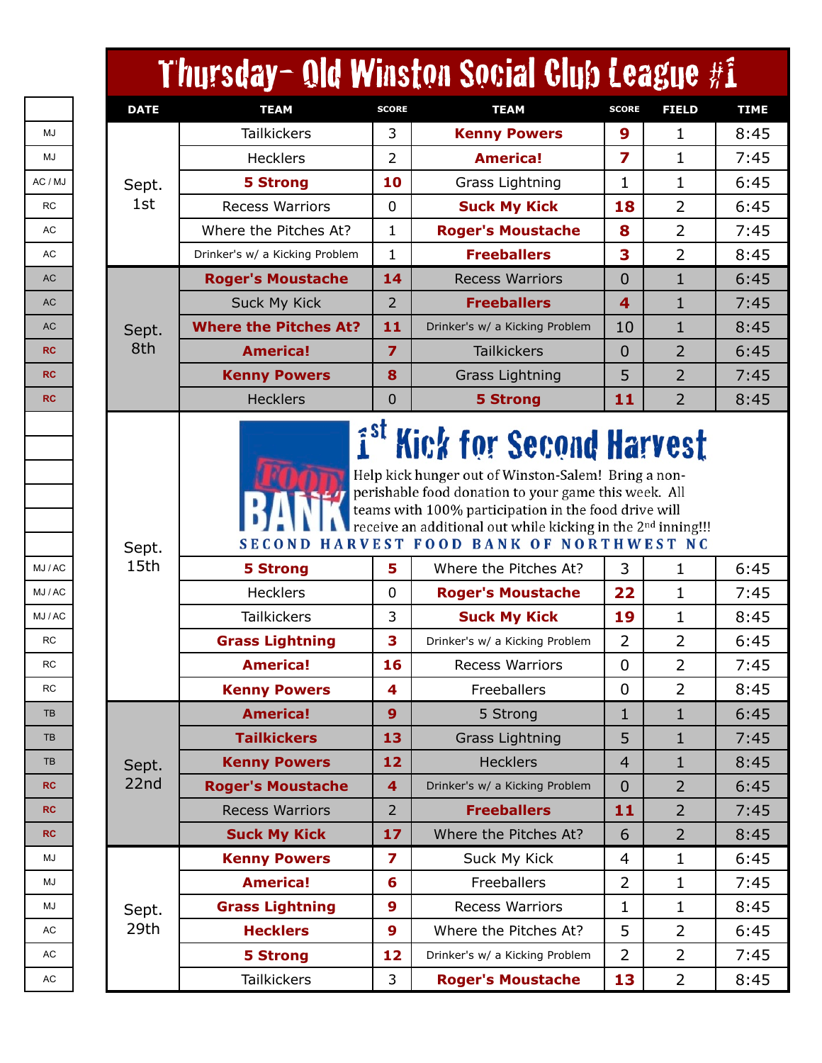# Thursday- Old Winston Social Club League #1

| | DATE | TEAM | SCORE | TEAM | SCORE | FIELD | TIME |
|---|---|---|---|---|---|---|---|
| MJ | Sept. 1st | Tailkickers | 3 | **Kenny Powers** | **9** | 1 | 8:45 |
| MJ | | Hecklers | 2 | **America!** | **7** | 1 | 7:45 |
| AC / MJ | | **5 Strong** | **10** | Grass Lightning | 1 | 1 | 6:45 |
| RC | | Recess Warriors | 0 | **Suck My Kick** | **18** | 2 | 6:45 |
| AC | | Where the Pitches At? | 1 | **Roger's Moustache** | **8** | 2 | 7:45 |
| AC | | Drinker's w/ a Kicking Problem | 1 | **Freeballers** | **3** | 2 | 8:45 |
| AC | Sept. 8th | **Roger's Moustache** | **14** | Recess Warriors | 0 | 1 | 6:45 |
| AC | | Suck My Kick | 2 | **Freeballers** | **4** | 1 | 7:45 |
| AC | | **Where the Pitches At?** | **11** | Drinker's w/ a Kicking Problem | 10 | 1 | 8:45 |
| **RC** | | **America!** | **7** | Tailkickers | 0 | 2 | 6:45 |
| **RC** | | **Kenny Powers** | **8** | Grass Lightning | 5 | 2 | 7:45 |
| **RC** | | Hecklers | 0 | **5 Strong** | **11** | 2 | 8:45 |
| | Sept. 15th | **1st Kick for Second Harvest** — Help kick hunger out of Winston-Salem! Bring a non-perishable food donation to your game this week. All teams with 100% participation in the food drive will receive an additional out while kicking in the 2nd inning!!! FOOD BANK — SECOND HARVEST FOOD BANK OF NORTHWEST NC | | | | | |
| MJ / AC | | **5 Strong** | **5** | Where the Pitches At? | 3 | 1 | 6:45 |
| MJ / AC | | Hecklers | 0 | **Roger's Moustache** | **22** | 1 | 7:45 |
| MJ / AC | | Tailkickers | 3 | **Suck My Kick** | **19** | 1 | 8:45 |
| RC | | **Grass Lightning** | **3** | Drinker's w/ a Kicking Problem | 2 | 2 | 6:45 |
| RC | | **America!** | **16** | Recess Warriors | 0 | 2 | 7:45 |
| RC | | **Kenny Powers** | **4** | Freeballers | 0 | 2 | 8:45 |
| TB | Sept. 22nd | **America!** | **9** | 5 Strong | 1 | 1 | 6:45 |
| TB | | **Tailkickers** | **13** | Grass Lightning | 5 | 1 | 7:45 |
| TB | | **Kenny Powers** | **12** | Hecklers | 4 | 1 | 8:45 |
| **RC** | | **Roger's Moustache** | **4** | Drinker's w/ a Kicking Problem | 0 | 2 | 6:45 |
| **RC** | | Recess Warriors | 2 | **Freeballers** | **11** | 2 | 7:45 |
| **RC** | | **Suck My Kick** | **17** | Where the Pitches At? | 6 | 2 | 8:45 |
| MJ | Sept. 29th | **Kenny Powers** | **7** | Suck My Kick | 4 | 1 | 6:45 |
| MJ | | **America!** | **6** | Freeballers | 2 | 1 | 7:45 |
| MJ | | **Grass Lightning** | **9** | Recess Warriors | 1 | 1 | 8:45 |
| AC | | **Hecklers** | **9** | Where the Pitches At? | 5 | 2 | 6:45 |
| AC | | **5 Strong** | **12** | Drinker's w/ a Kicking Problem | 2 | 2 | 7:45 |
| AC | | Tailkickers | 3 | **Roger's Moustache** | **13** | 2 | 8:45 |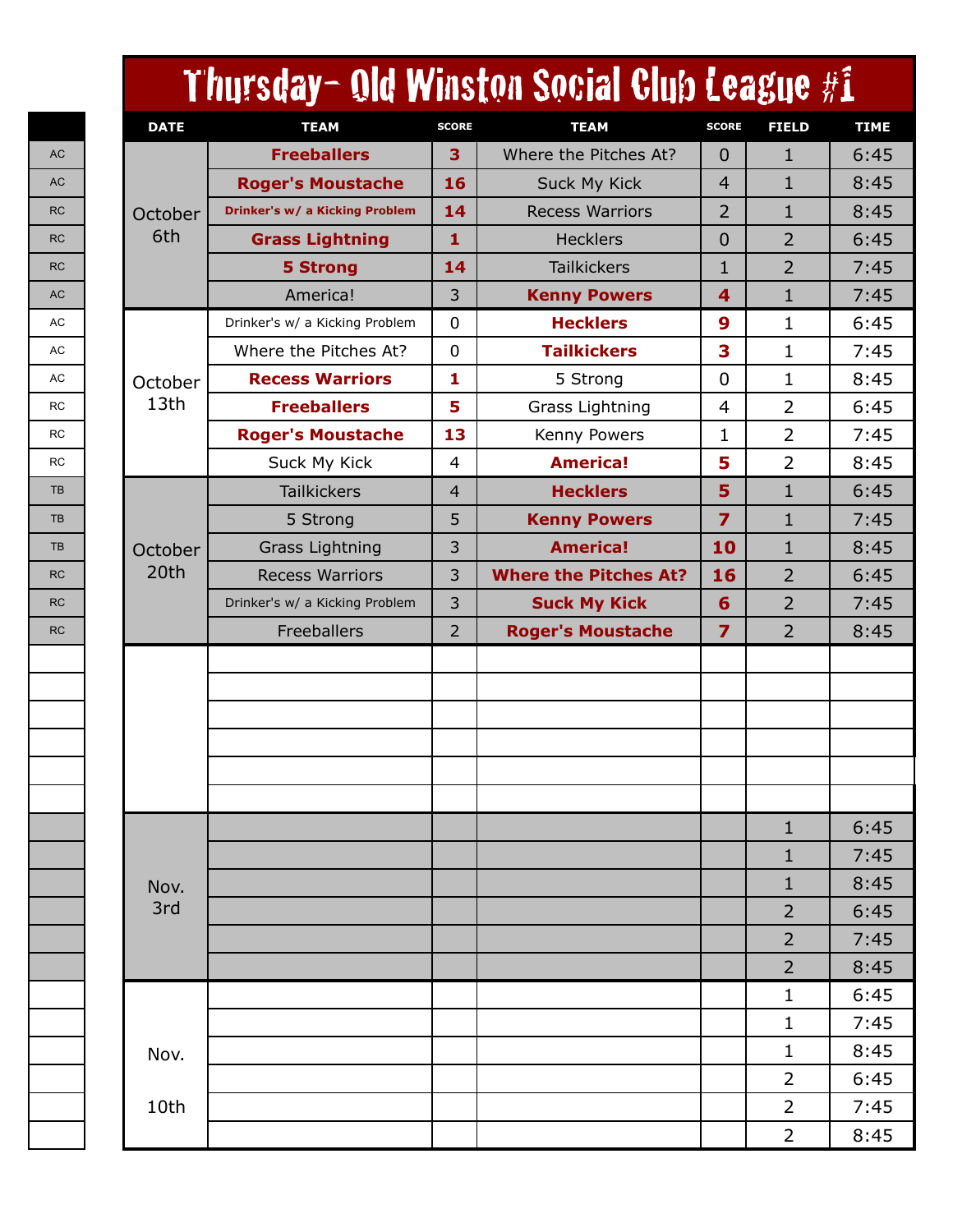# Thursday- Old Winston Social Club League #1

| | DATE | TEAM | SCORE | TEAM | SCORE | FIELD | TIME |
|---|---|---|---|---|---|---|---|
| AC | October 6th | **Freeballers** | **3** | Where the Pitches At? | 0 | 1 | 6:45 |
| AC | | **Roger's Moustache** | **16** | Suck My Kick | 4 | 1 | 8:45 |
| RC | | **Drinker's w/ a Kicking Problem** | **14** | Recess Warriors | 2 | 1 | 8:45 |
| RC | | **Grass Lightning** | **1** | Hecklers | 0 | 2 | 6:45 |
| RC | | **5 Strong** | **14** | Tailkickers | 1 | 2 | 7:45 |
| AC | | America! | 3 | **Kenny Powers** | **4** | 1 | 7:45 |
| AC | October 13th | Drinker's w/ a Kicking Problem | 0 | **Hecklers** | **9** | 1 | 6:45 |
| AC | | Where the Pitches At? | 0 | **Tailkickers** | **3** | 1 | 7:45 |
| AC | | **Recess Warriors** | **1** | 5 Strong | 0 | 1 | 8:45 |
| RC | | **Freeballers** | **5** | Grass Lightning | 4 | 2 | 6:45 |
| RC | | **Roger's Moustache** | **13** | Kenny Powers | 1 | 2 | 7:45 |
| RC | | Suck My Kick | 4 | **America!** | **5** | 2 | 8:45 |
| TB | October 20th | Tailkickers | 4 | **Hecklers** | **5** | 1 | 6:45 |
| TB | | 5 Strong | 5 | **Kenny Powers** | **7** | 1 | 7:45 |
| TB | | Grass Lightning | 3 | **America!** | **10** | 1 | 8:45 |
| RC | | Recess Warriors | 3 | **Where the Pitches At?** | **16** | 2 | 6:45 |
| RC | | Drinker's w/ a Kicking Problem | 3 | **Suck My Kick** | **6** | 2 | 7:45 |
| RC | | Freeballers | 2 | **Roger's Moustache** | **7** | 2 | 8:45 |
| | | | | | | | |
| | | | | | | | |
| | | | | | | | |
| | | | | | | | |
| | | | | | | | |
| | | | | | | | |
| | Nov. 3rd | | | | | 1 | 6:45 |
| | | | | | | 1 | 7:45 |
| | | | | | | 1 | 8:45 |
| | | | | | | 2 | 6:45 |
| | | | | | | 2 | 7:45 |
| | | | | | | 2 | 8:45 |
| | Nov. 10th | | | | | 1 | 6:45 |
| | | | | | | 1 | 7:45 |
| | | | | | | 1 | 8:45 |
| | | | | | | 2 | 6:45 |
| | | | | | | 2 | 7:45 |
| | | | | | | 2 | 8:45 |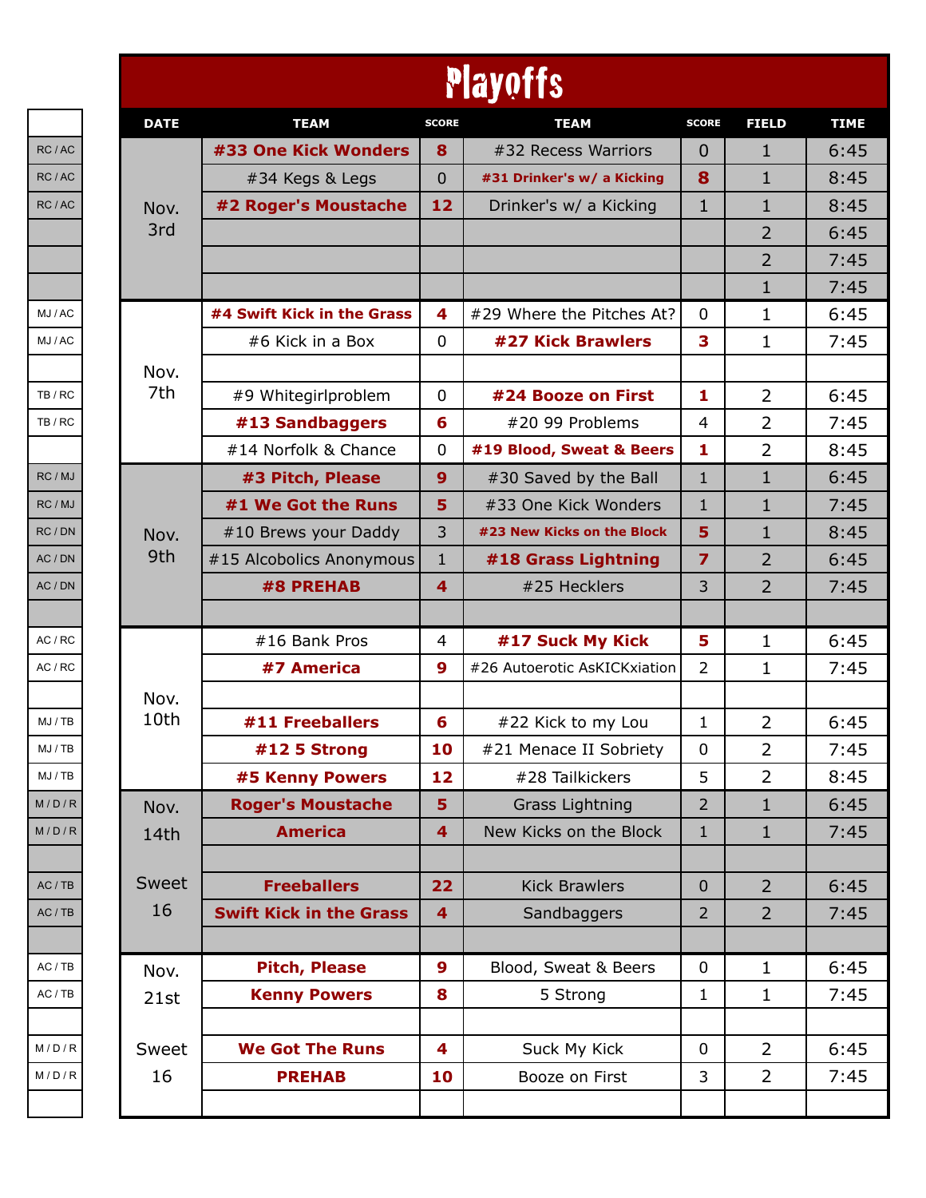# Playoffs

| | DATE | TEAM | SCORE | TEAM | SCORE | FIELD | TIME |
|---|---|---|---|---|---|---|---|
| RC / AC | Nov. 3rd | **#33 One Kick Wonders** | **8** | #32 Recess Warriors | 0 | 1 | 6:45 |
| RC / AC | | #34 Kegs & Legs | 0 | **#31 Drinker's w/ a Kicking** | **8** | 1 | 8:45 |
| RC / AC | | **#2 Roger's Moustache** | **12** | Drinker's w/ a Kicking | 1 | 1 | 8:45 |
| | | | | | | 2 | 6:45 |
| | | | | | | 2 | 7:45 |
| | | | | | | 1 | 7:45 |
| MJ / AC | Nov. 7th | **#4 Swift Kick in the Grass** | **4** | #29 Where the Pitches At? | 0 | 1 | 6:45 |
| MJ / AC | | #6 Kick in a Box | 0 | **#27 Kick Brawlers** | **3** | 1 | 7:45 |
| | | | | | | | |
| TB / RC | | #9 Whitegirlproblem | 0 | **#24 Booze on First** | **1** | 2 | 6:45 |
| TB / RC | | **#13 Sandbaggers** | **6** | #20 99 Problems | 4 | 2 | 7:45 |
| | | #14 Norfolk & Chance | 0 | **#19 Blood, Sweat & Beers** | **1** | 2 | 8:45 |
| RC / MJ | Nov. 9th | **#3 Pitch, Please** | **9** | #30 Saved by the Ball | 1 | 1 | 6:45 |
| RC / MJ | | **#1 We Got the Runs** | **5** | #33 One Kick Wonders | 1 | 1 | 7:45 |
| RC / DN | | #10 Brews your Daddy | 3 | **#23 New Kicks on the Block** | **5** | 1 | 8:45 |
| AC / DN | | #15 Alcobolics Anonymous | 1 | **#18 Grass Lightning** | **7** | 2 | 6:45 |
| AC / DN | | **#8 PREHAB** | **4** | #25 Hecklers | 3 | 2 | 7:45 |
| | | | | | | | |
| AC / RC | Nov. 10th | #16 Bank Pros | 4 | **#17 Suck My Kick** | **5** | 1 | 6:45 |
| AC / RC | | **#7 America** | **9** | #26 Autoerotic AsKICKxiation | 2 | 1 | 7:45 |
| | | | | | | | |
| MJ / TB | | **#11 Freeballers** | **6** | #22 Kick to my Lou | 1 | 2 | 6:45 |
| MJ / TB | | **#12 5 Strong** | **10** | #21 Menace II Sobriety | 0 | 2 | 7:45 |
| MJ / TB | | **#5 Kenny Powers** | **12** | #28 Tailkickers | 5 | 2 | 8:45 |
| M / D / R | Nov. 14th Sweet 16 | **Roger's Moustache** | **5** | Grass Lightning | 2 | 1 | 6:45 |
| M / D / R | | **America** | **4** | New Kicks on the Block | 1 | 1 | 7:45 |
| | | | | | | | |
| AC / TB | | **Freeballers** | **22** | Kick Brawlers | 0 | 2 | 6:45 |
| AC / TB | | **Swift Kick in the Grass** | **4** | Sandbaggers | 2 | 2 | 7:45 |
| | | | | | | | |
| AC / TB | Nov. 21st Sweet 16 | **Pitch, Please** | **9** | Blood, Sweat & Beers | 0 | 1 | 6:45 |
| AC / TB | | **Kenny Powers** | **8** | 5 Strong | 1 | 1 | 7:45 |
| | | | | | | | |
| M / D / R | | **We Got The Runs** | **4** | Suck My Kick | 0 | 2 | 6:45 |
| M / D / R | | **PREHAB** | **10** | Booze on First | 3 | 2 | 7:45 |
| | | | | | | | |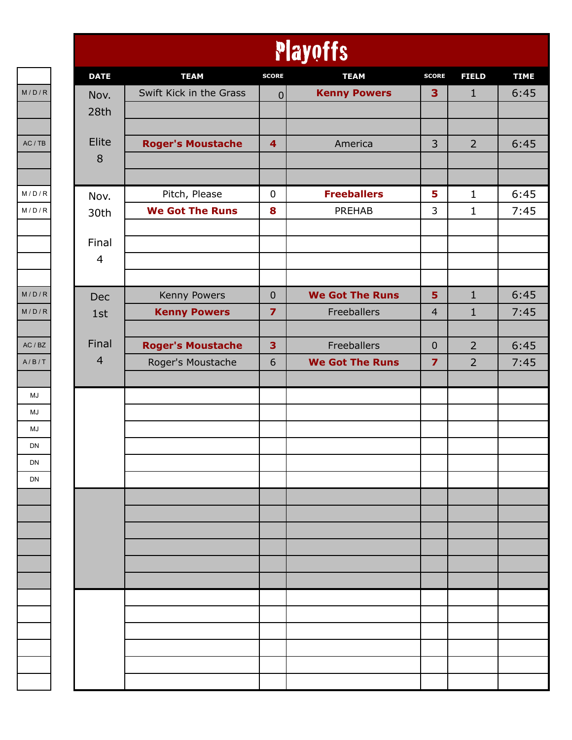# Playoffs

| | DATE | TEAM | SCORE | TEAM | SCORE | FIELD | TIME |
|---|---|---|---|---|---|---|---|
| M / D / R | Nov. 28th Elite 8 | Swift Kick in the Grass | 0 | **Kenny Powers** | **3** | 1 | 6:45 |
| | | | | | | | |
| | | | | | | | |
| AC / TB | | **Roger's Moustache** | **4** | America | 3 | 2 | 6:45 |
| | | | | | | | |
| | | | | | | | |
| M / D / R | Nov. 30th Final 4 | Pitch, Please | 0 | **Freeballers** | **5** | 1 | 6:45 |
| M / D / R | | **We Got The Runs** | **8** | PREHAB | 3 | 1 | 7:45 |
| | | | | | | | |
| | | | | | | | |
| | | | | | | | |
| | | | | | | | |
| M / D / R | Dec 1st Final 4 | Kenny Powers | 0 | **We Got The Runs** | **5** | 1 | 6:45 |
| M / D / R | | **Kenny Powers** | **7** | Freeballers | 4 | 1 | 7:45 |
| | | | | | | | |
| AC / BZ | | **Roger's Moustache** | **3** | Freeballers | 0 | 2 | 6:45 |
| A / B / T | | Roger's Moustache | 6 | **We Got The Runs** | **7** | 2 | 7:45 |
| | | | | | | | |
| MJ | | | | | | | |
| MJ | | | | | | | |
| MJ | | | | | | | |
| DN | | | | | | | |
| DN | | | | | | | |
| DN | | | | | | | |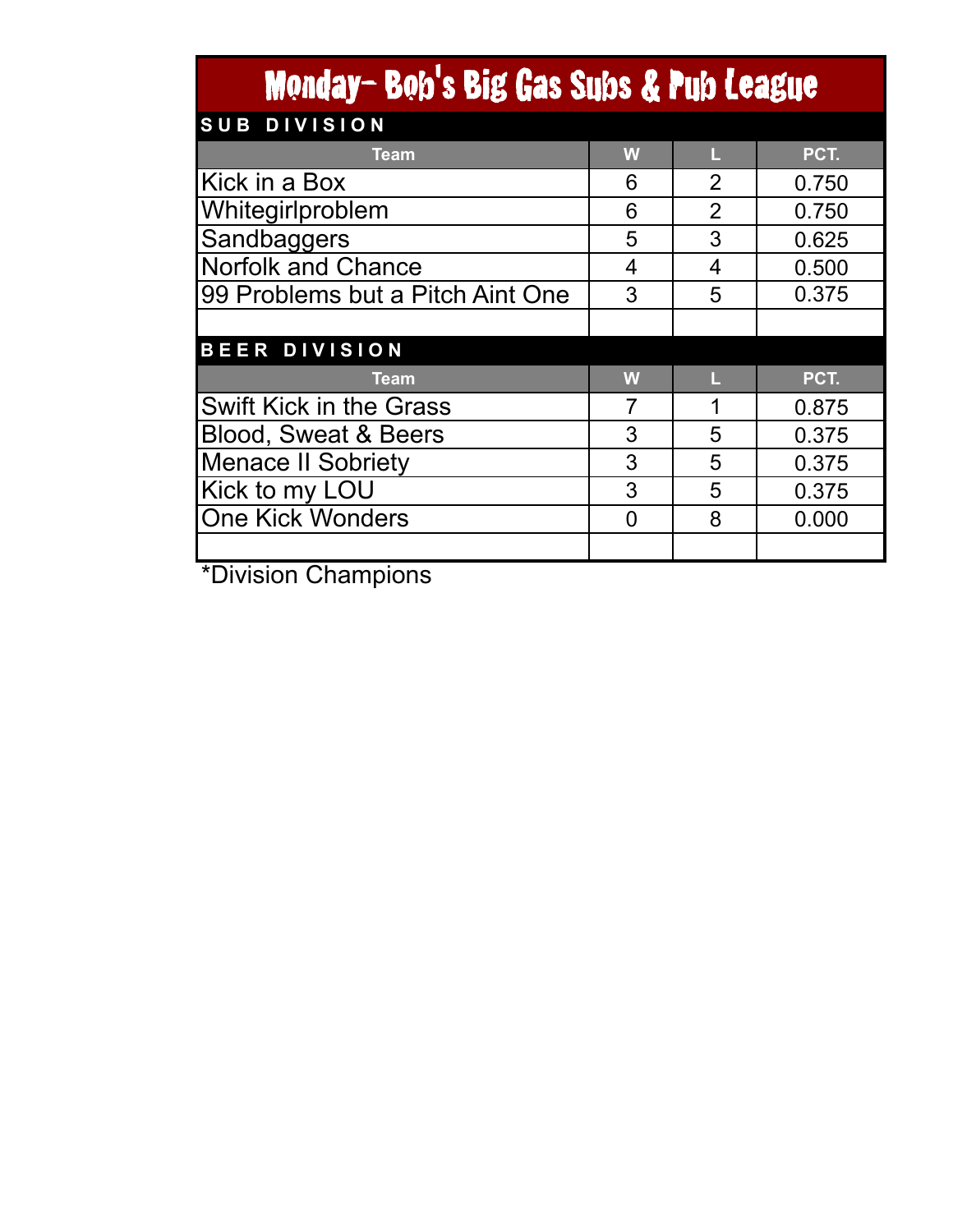# Monday- Bob's Big Gas Subs & Pub League

## SUB DIVISION

| Team | W | L | PCT. |
|---|---|---|---|
| Kick in a Box | 6 | 2 | 0.750 |
| Whitegirlproblem | 6 | 2 | 0.750 |
| Sandbaggers | 5 | 3 | 0.625 |
| Norfolk and Chance | 4 | 4 | 0.500 |
| 99 Problems but a Pitch Aint One | 3 | 5 | 0.375 |
| | | | |

## BEER DIVISION

| Team | W | L | PCT. |
|---|---|---|---|
| Swift Kick in the Grass | 7 | 1 | 0.875 |
| Blood, Sweat & Beers | 3 | 5 | 0.375 |
| Menace II Sobriety | 3 | 5 | 0.375 |
| Kick to my LOU | 3 | 5 | 0.375 |
| One Kick Wonders | 0 | 8 | 0.000 |
| | | | |

*Division Champions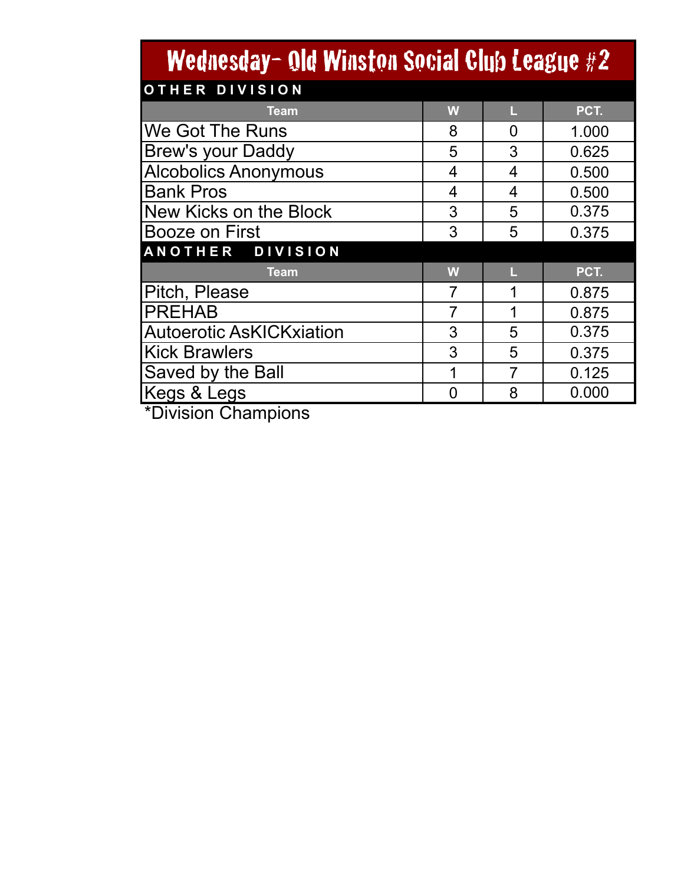# Wednesday- Old Winston Social Club League #2

## OTHER DIVISION

| Team | W | L | PCT. |
|---|---|---|---|
| We Got The Runs | 8 | 0 | 1.000 |
| Brew's your Daddy | 5 | 3 | 0.625 |
| Alcobolics Anonymous | 4 | 4 | 0.500 |
| Bank Pros | 4 | 4 | 0.500 |
| New Kicks on the Block | 3 | 5 | 0.375 |
| Booze on First | 3 | 5 | 0.375 |

## ANOTHER DIVISION

| Team | W | L | PCT. |
|---|---|---|---|
| Pitch, Please | 7 | 1 | 0.875 |
| PREHAB | 7 | 1 | 0.875 |
| Autoerotic AsKICKxiation | 3 | 5 | 0.375 |
| Kick Brawlers | 3 | 5 | 0.375 |
| Saved by the Ball | 1 | 7 | 0.125 |
| Kegs & Legs | 0 | 8 | 0.000 |

*Division Champions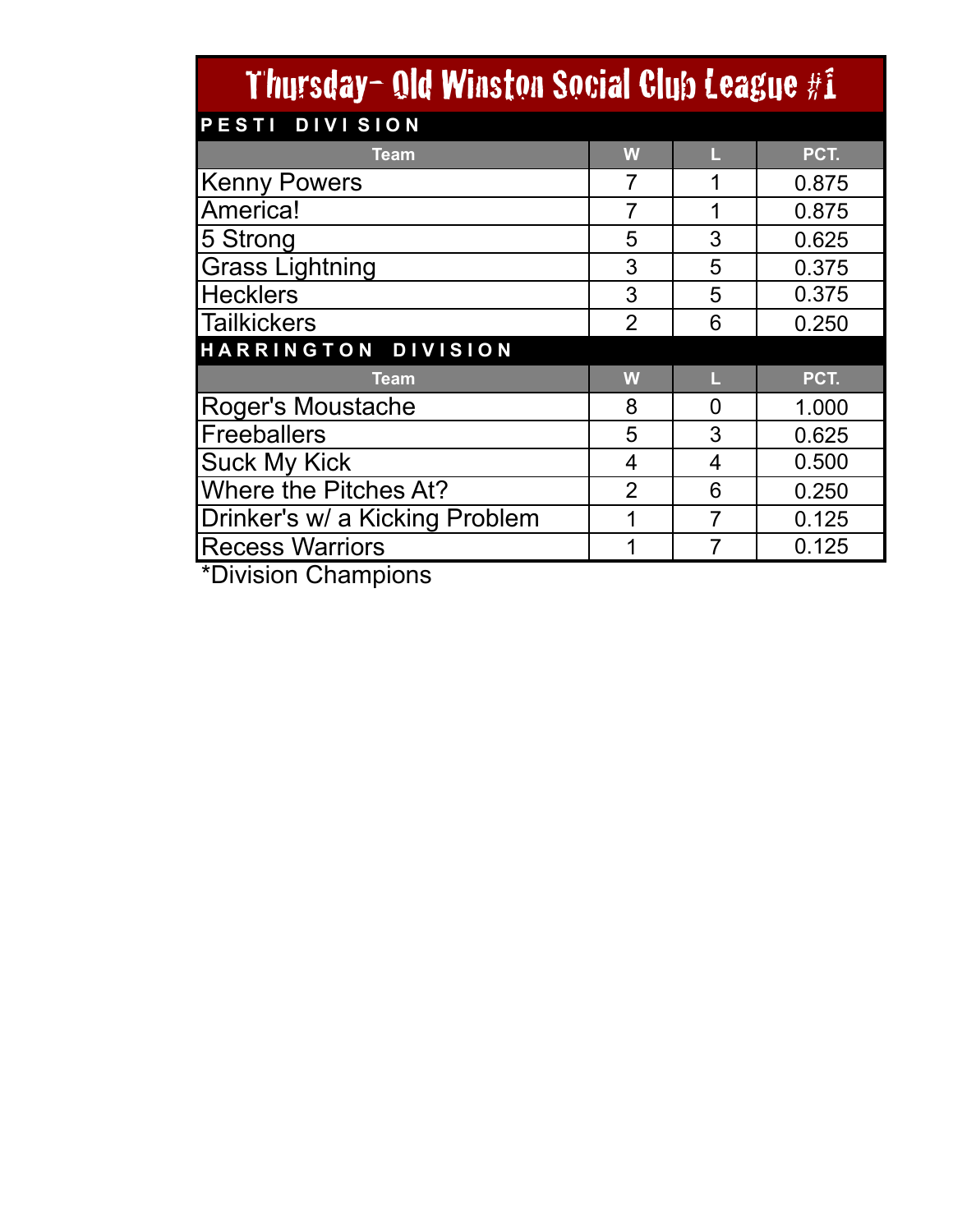# Thursday- Old Winston Social Club League #1

## PESTI DIVISION

| Team | W | L | PCT. |
|---|---|---|---|
| Kenny Powers | 7 | 1 | 0.875 |
| America! | 7 | 1 | 0.875 |
| 5 Strong | 5 | 3 | 0.625 |
| Grass Lightning | 3 | 5 | 0.375 |
| Hecklers | 3 | 5 | 0.375 |
| Tailkickers | 2 | 6 | 0.250 |

## HARRINGTON DIVISION

| Team | W | L | PCT. |
|---|---|---|---|
| Roger's Moustache | 8 | 0 | 1.000 |
| Freeballers | 5 | 3 | 0.625 |
| Suck My Kick | 4 | 4 | 0.500 |
| Where the Pitches At? | 2 | 6 | 0.250 |
| Drinker's w/ a Kicking Problem | 1 | 7 | 0.125 |
| Recess Warriors | 1 | 7 | 0.125 |

*Division Champions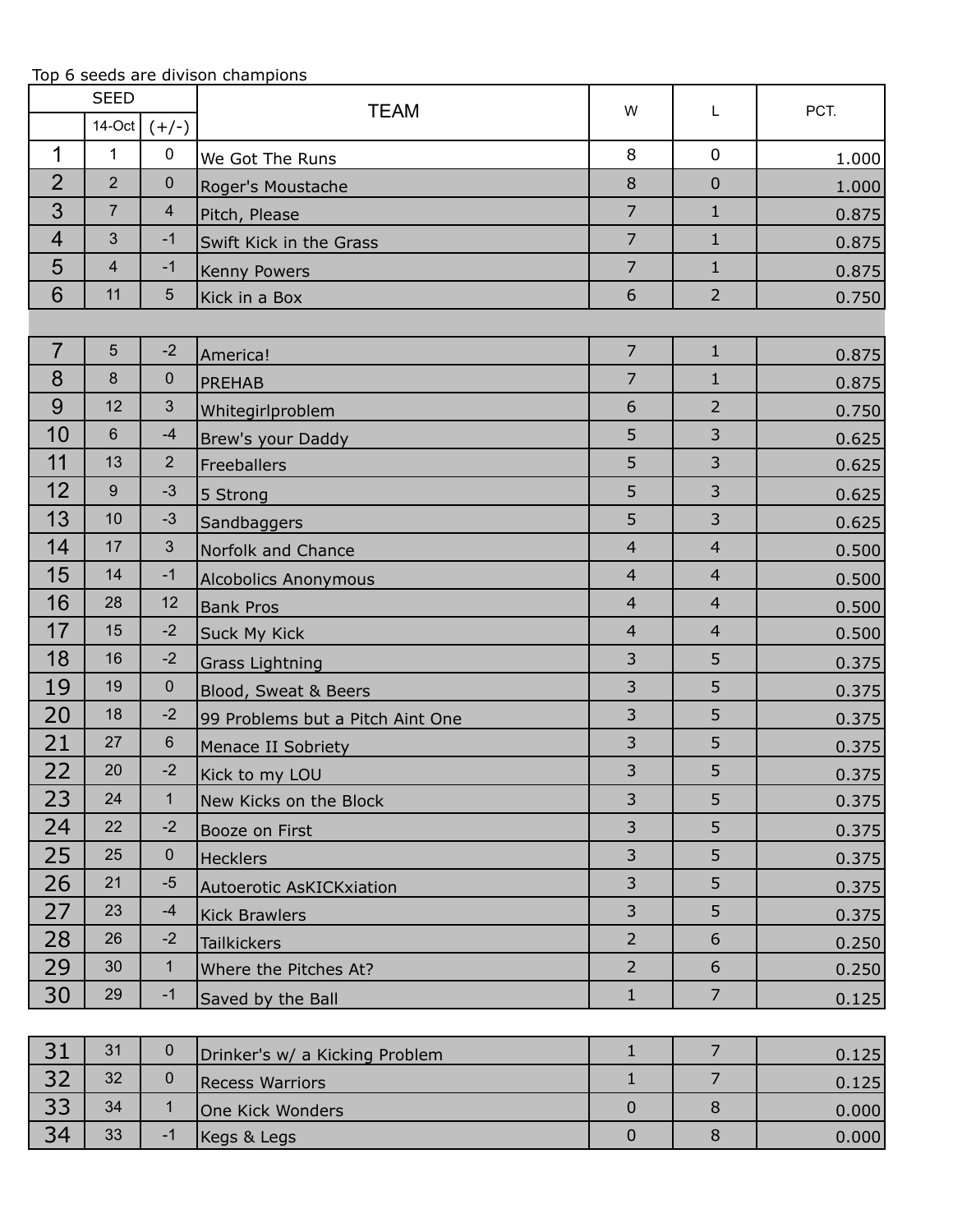Top 6 seeds are divison champions

| SEED | | | TEAM | W | L | PCT. |
|---|---|---|---|---|---|---|
| | 14-Oct | (+/-) | | | | |
| 1 | 1 | 0 | We Got The Runs | 8 | 0 | 1.000 |
| 2 | 2 | 0 | Roger's Moustache | 8 | 0 | 1.000 |
| 3 | 7 | 4 | Pitch, Please | 7 | 1 | 0.875 |
| 4 | 3 | -1 | Swift Kick in the Grass | 7 | 1 | 0.875 |
| 5 | 4 | -1 | Kenny Powers | 7 | 1 | 0.875 |
| 6 | 11 | 5 | Kick in a Box | 6 | 2 | 0.750 |
| | | | | | | |
| 7 | 5 | -2 | America! | 7 | 1 | 0.875 |
| 8 | 8 | 0 | PREHAB | 7 | 1 | 0.875 |
| 9 | 12 | 3 | Whitegirlproblem | 6 | 2 | 0.750 |
| 10 | 6 | -4 | Brew's your Daddy | 5 | 3 | 0.625 |
| 11 | 13 | 2 | Freeballers | 5 | 3 | 0.625 |
| 12 | 9 | -3 | 5 Strong | 5 | 3 | 0.625 |
| 13 | 10 | -3 | Sandbaggers | 5 | 3 | 0.625 |
| 14 | 17 | 3 | Norfolk and Chance | 4 | 4 | 0.500 |
| 15 | 14 | -1 | Alcobolics Anonymous | 4 | 4 | 0.500 |
| 16 | 28 | 12 | Bank Pros | 4 | 4 | 0.500 |
| 17 | 15 | -2 | Suck My Kick | 4 | 4 | 0.500 |
| 18 | 16 | -2 | Grass Lightning | 3 | 5 | 0.375 |
| 19 | 19 | 0 | Blood, Sweat & Beers | 3 | 5 | 0.375 |
| 20 | 18 | -2 | 99 Problems but a Pitch Aint One | 3 | 5 | 0.375 |
| 21 | 27 | 6 | Menace II Sobriety | 3 | 5 | 0.375 |
| 22 | 20 | -2 | Kick to my LOU | 3 | 5 | 0.375 |
| 23 | 24 | 1 | New Kicks on the Block | 3 | 5 | 0.375 |
| 24 | 22 | -2 | Booze on First | 3 | 5 | 0.375 |
| 25 | 25 | 0 | Hecklers | 3 | 5 | 0.375 |
| 26 | 21 | -5 | Autoerotic AsKICKxiation | 3 | 5 | 0.375 |
| 27 | 23 | -4 | Kick Brawlers | 3 | 5 | 0.375 |
| 28 | 26 | -2 | Tailkickers | 2 | 6 | 0.250 |
| 29 | 30 | 1 | Where the Pitches At? | 2 | 6 | 0.250 |
| 30 | 29 | -1 | Saved by the Ball | 1 | 7 | 0.125 |
| | | | | | | |
| 31 | 31 | 0 | Drinker's w/ a Kicking Problem | 1 | 7 | 0.125 |
| 32 | 32 | 0 | Recess Warriors | 1 | 7 | 0.125 |
| 33 | 34 | 1 | One Kick Wonders | 0 | 8 | 0.000 |
| 34 | 33 | -1 | Kegs & Legs | 0 | 8 | 0.000 |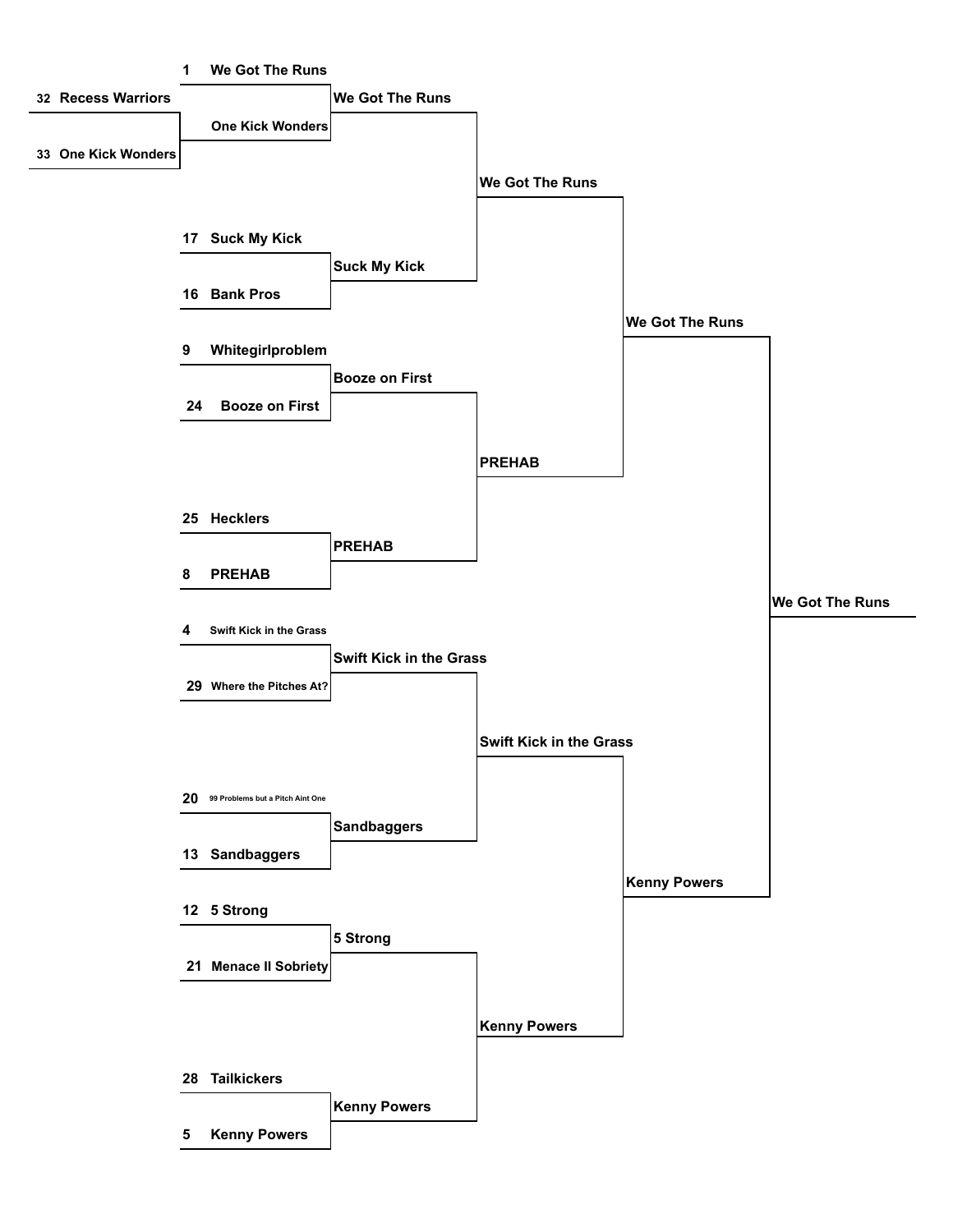**Tournament Bracket**

**Play-in**
- 32 Recess Warriors vs. 33 One Kick Wonders → One Kick Wonders

**Round 1**
- 1 We Got The Runs vs. One Kick Wonders → We Got The Runs
- 17 Suck My Kick vs. 16 Bank Pros → Suck My Kick
- 9 Whitegirlproblem vs. 24 Booze on First → Booze on First
- 25 Hecklers vs. 8 PREHAB → PREHAB
- 4 Swift Kick in the Grass vs. 29 Where the Pitches At? → Swift Kick in the Grass
- 20 99 Problems but a Pitch Aint One vs. 13 Sandbaggers → Sandbaggers
- 12 5 Strong vs. 21 Menace II Sobriety → 5 Strong
- 28 Tailkickers vs. 5 Kenny Powers → Kenny Powers

**Round 2**
- We Got The Runs vs. Suck My Kick → We Got The Runs
- Booze on First vs. PREHAB → PREHAB
- Swift Kick in the Grass vs. Sandbaggers → Swift Kick in the Grass
- 5 Strong vs. Kenny Powers → Kenny Powers

**Semifinals**
- We Got The Runs vs. PREHAB → We Got The Runs
- Swift Kick in the Grass vs. Kenny Powers → Kenny Powers

**Final**
- We Got The Runs vs. Kenny Powers → We Got The Runs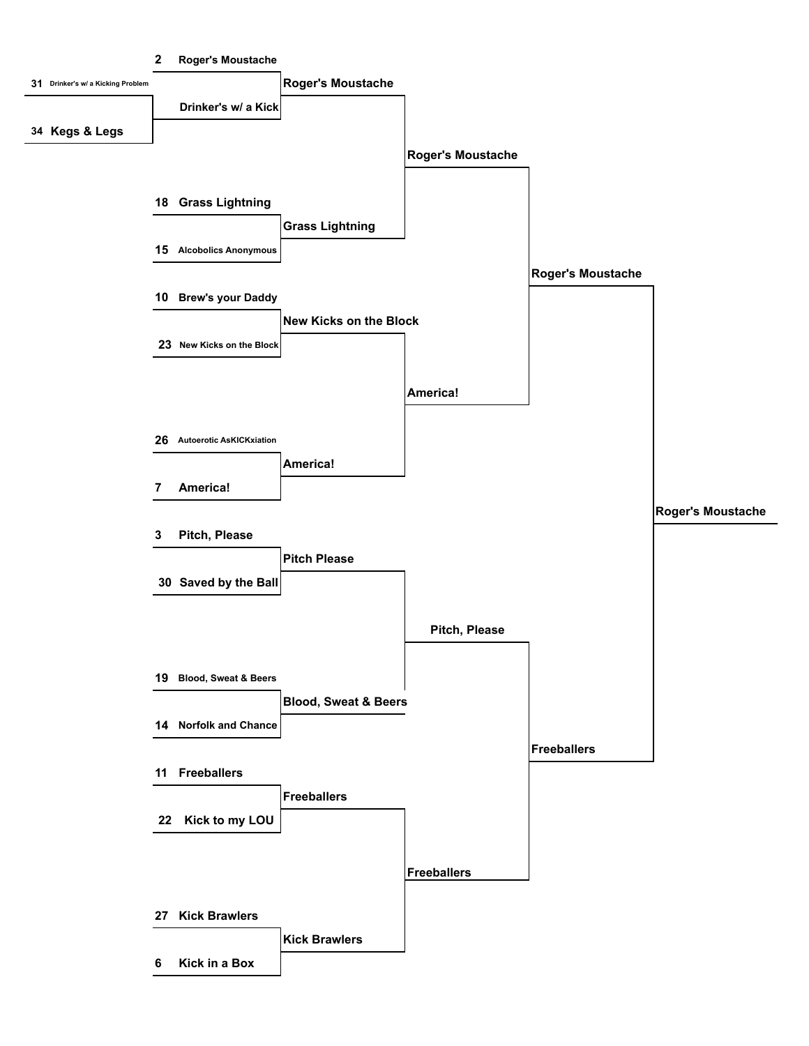## Play-In

| Seed | Team | Winner |
|---|---|---|
| 31 | Drinker's w/ a Kicking Problem | Drinker's w/ a Kick |
| 34 | Kegs & Legs | |

## Round 1

| Seed | Team | Winner |
|---|---|---|
| 2 | Roger's Moustache | Roger's Moustache |
| | Drinker's w/ a Kick | |
| 18 | Grass Lightning | Grass Lightning |
| 15 | Alcobolics Anonymous | |
| 10 | Brew's your Daddy | New Kicks on the Block |
| 23 | New Kicks on the Block | |
| 26 | Autoerotic AsKICKxiation | America! |
| 7 | America! | |
| 3 | Pitch, Please | Pitch Please |
| 30 | Saved by the Ball | |
| 19 | Blood, Sweat & Beers | Blood, Sweat & Beers |
| 14 | Norfolk and Chance | |
| 11 | Freeballers | Freeballers |
| 22 | Kick to my LOU | |
| 27 | Kick Brawlers | Kick Brawlers |
| 6 | Kick in a Box | |

## Round 2

| Matchup | Winner |
|---|---|
| Roger's Moustache vs. Grass Lightning | Roger's Moustache |
| New Kicks on the Block vs. America! | America! |
| Pitch Please vs. Blood, Sweat & Beers | Pitch, Please |
| Freeballers vs. Kick Brawlers | Freeballers |

## Semifinals

| Matchup | Winner |
|---|---|
| Roger's Moustache vs. America! | Roger's Moustache |
| Pitch, Please vs. Freeballers | Freeballers |

## Final

| Matchup | Winner |
|---|---|
| Roger's Moustache vs. Freeballers | Roger's Moustache |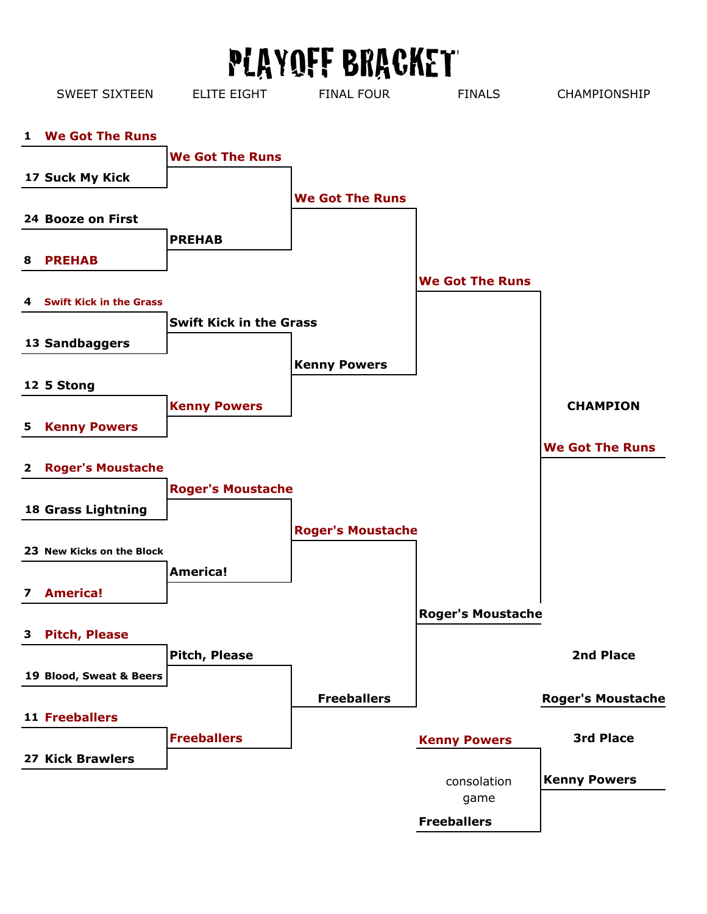# PLAYOFF BRACKET

SWEET SIXTEEN | ELITE EIGHT | FINAL FOUR | FINALS | CHAMPIONSHIP

**SWEET SIXTEEN**

1 We Got The Runs
17 Suck My Kick
24 Booze on First
8 PREHAB
4 Swift Kick in the Grass
13 Sandbaggers
12 5 Stong
5 Kenny Powers
2 Roger's Moustache
18 Grass Lightning
23 New Kicks on the Block
7 America!
3 Pitch, Please
19 Blood, Sweat & Beers
11 Freeballers
27 Kick Brawlers

**ELITE EIGHT**

We Got The Runs
PREHAB
Swift Kick in the Grass
Kenny Powers
Roger's Moustache
America!
Pitch, Please
Freeballers

**FINAL FOUR**

We Got The Runs
Kenny Powers
Roger's Moustache
Freeballers

**FINALS**

We Got The Runs
Roger's Moustache

**CHAMPIONSHIP**

CHAMPION
We Got The Runs

2nd Place
Roger's Moustache

3rd Place
Kenny Powers

consolation game
Kenny Powers
Freeballers